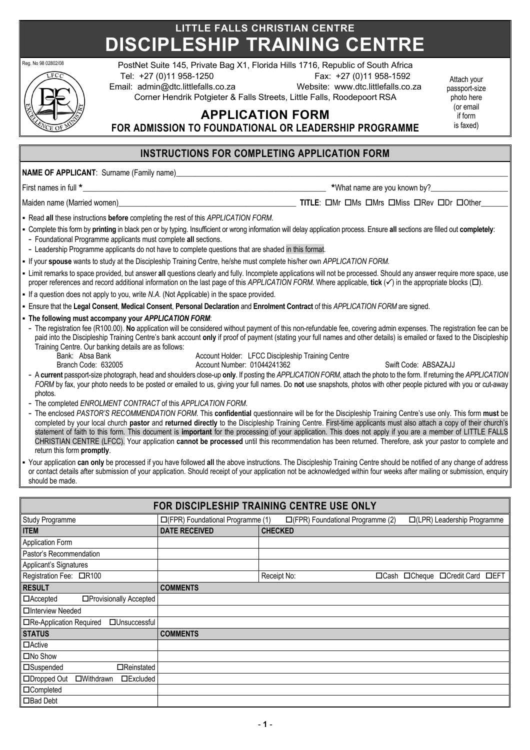# LITTLE FALLS CHRISTIAN CENTRE
# DISCIPLESHIP TRAINING CENTRE

Reg. No 98 02802/08

PostNet Suite 145, Private Bag X1, Florida Hills 1716, Republic of South Africa
Tel: +27 (0)11 958-1250 Fax: +27 (0)11 958-1592
Email: admin@dtc.littlefalls.co.za Website: www.dtc.littlefalls.co.za
Corner Hendrik Potgieter & Falls Streets, Little Falls, Roodepoort RSA

Attach your passport-size photo here (or email if form is faxed)

## APPLICATION FORM
### FOR ADMISSION TO FOUNDATIONAL OR LEADERSHIP PROGRAMME

## INSTRUCTIONS FOR COMPLETING APPLICATION FORM

**NAME OF APPLICANT**: Surname (Family name)______________________________

First names in full *______________________________ *What name are you known by?__________________

Maiden name (Married women)______________________________ **TITLE**: ☐Mr ☐Ms ☐Mrs ☐Miss ☐Rev ☐Dr ☐Other_______

- Read **all** these instructions **before** completing the rest of this *APPLICATION FORM*.
- Complete this form by **printing** in black pen or by typing. Insufficient or wrong information will delay application process. Ensure **all** sections are filled out **completely**:
  - Foundational Programme applicants must complete **all** sections.
  - Leadership Programme applicants do not have to complete questions that are shaded in this format.
- If your **spouse** wants to study at the Discipleship Training Centre, he/she must complete his/her own *APPLICATION FORM*.
- Limit remarks to space provided, but answer **all** questions clearly and fully. Incomplete applications will not be processed. Should any answer require more space, use proper references and record additional information on the last page of this *APPLICATION FORM*. Where applicable, **tick** (✓) in the appropriate blocks (☐).
- If a question does not apply to you, write *N.A.* (Not Applicable) in the space provided.
- Ensure that the **Legal Consent**, **Medical Consent**, **Personal Declaration** and **Enrolment Contract** of this *APPLICATION FORM* are signed.
- **The following must accompany your *APPLICATION FORM***:
  - The registration fee (R100.00). **No** application will be considered without payment of this non-refundable fee, covering admin expenses. The registration fee can be paid into the Discipleship Training Centre's bank account **only** if proof of payment (stating your full names and other details) is emailed or faxed to the Discipleship Training Centre. Our banking details are as follows:

    Bank: Absa Bank — Account Holder: LFCC Discipleship Training Centre
    Branch Code: 632005 — Account Number: 01044241362 — Swift Code: ABSAZAJJ
  - A **current** passport-size photograph, head and shoulders close-up **only**. If posting the *APPLICATION FORM*, attach the photo to the form. If returning the *APPLICATION FORM* by fax, your photo needs to be posted or emailed to us, giving your full names. Do **not** use snapshots, photos with other people pictured with you or cut-away photos.
  - The completed *ENROLMENT CONTRACT* of this *APPLICATION FORM*.
  - The enclosed *PASTOR'S RECOMMENDATION FORM*. This **confidential** questionnaire will be for the Discipleship Training Centre's use only. This form **must** be completed by your local church **pastor** and **returned directly** to the Discipleship Training Centre. First-time applicants must also attach a copy of their church's statement of faith to this form. This document is **important** for the processing of your application. This does not apply if you are a member of LITTLE FALLS CHRISTIAN CENTRE (LFCC). Your application **cannot be processed** until this recommendation has been returned. Therefore, ask your pastor to complete and return this form **promptly**.
- Your application **can only** be processed if you have followed **all** the above instructions. The Discipleship Training Centre should be notified of any change of address or contact details after submission of your application. Should receipt of your application not be acknowledged within four weeks after mailing or submission, enquiry should be made.

## FOR DISCIPLESHIP TRAINING CENTRE USE ONLY

| Study Programme | ☐(FPR) Foundational Programme (1) | ☐(FPR) Foundational Programme (2) ☐(LPR) Leadership Programme |
|---|---|---|
| **ITEM** | **DATE RECEIVED** | **CHECKED** |
| Application Form | | |
| Pastor's Recommendation | | |
| Applicant's Signatures | | |
| Registration Fee: ☐R100 | | Receipt No: ☐Cash ☐Cheque ☐Credit Card ☐EFT |
| **RESULT** | **COMMENTS** | |
| ☐Accepted ☐Provisionally Accepted | | |
| ☐Interview Needed | | |
| ☐Re-Application Required ☐Unsuccessful | | |
| **STATUS** | **COMMENTS** | |
| ☐Active | | |
| ☐No Show | | |
| ☐Suspended ☐Reinstated | | |
| ☐Dropped Out ☐Withdrawn ☐Excluded | | |
| ☐Completed | | |
| ☐Bad Debt | | |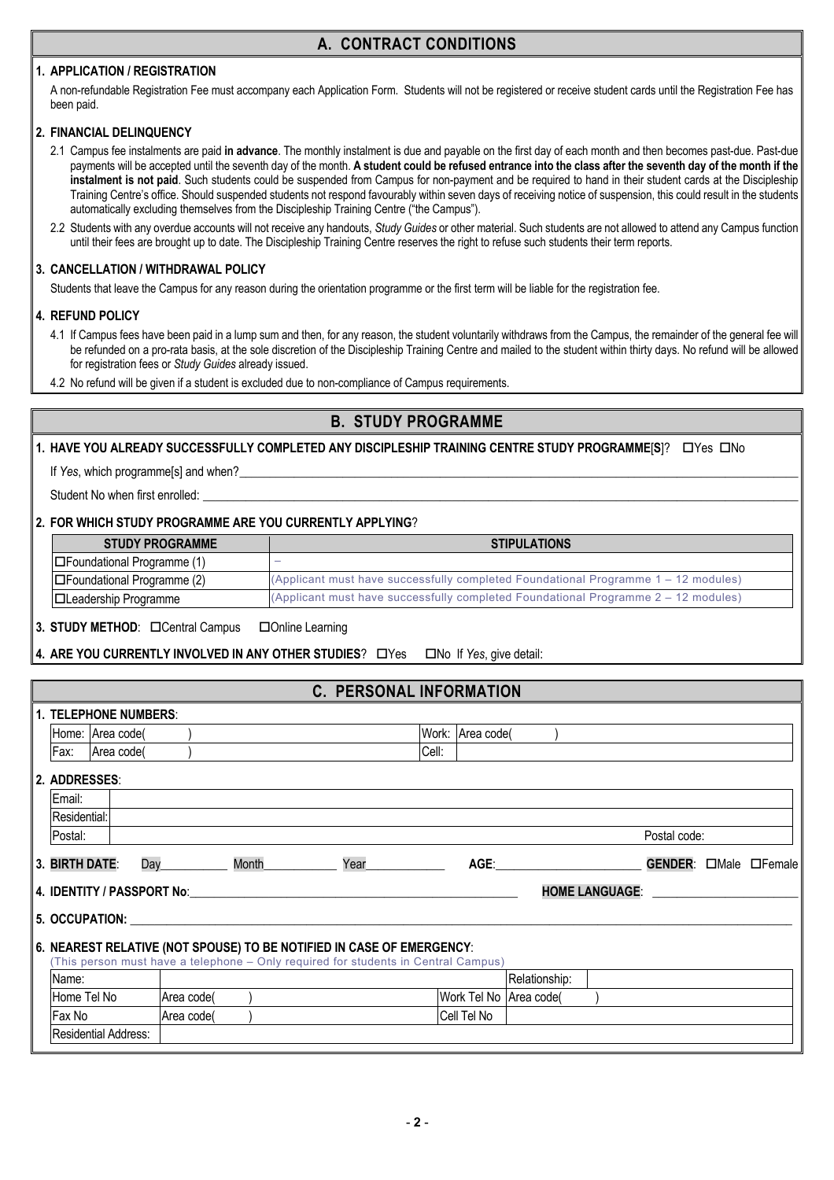## A. CONTRACT CONDITIONS

### 1. APPLICATION / REGISTRATION

A non-refundable Registration Fee must accompany each Application Form. Students will not be registered or receive student cards until the Registration Fee has been paid.

### 2. FINANCIAL DELINQUENCY

2.1 Campus fee instalments are paid **in advance**. The monthly instalment is due and payable on the first day of each month and then becomes past-due. Past-due payments will be accepted until the seventh day of the month. **A student could be refused entrance into the class after the seventh day of the month if the instalment is not paid**. Such students could be suspended from Campus for non-payment and be required to hand in their student cards at the Discipleship Training Centre's office. Should suspended students not respond favourably within seven days of receiving notice of suspension, this could result in the students automatically excluding themselves from the Discipleship Training Centre ("the Campus").

2.2 Students with any overdue accounts will not receive any handouts, *Study Guides* or other material. Such students are not allowed to attend any Campus function until their fees are brought up to date. The Discipleship Training Centre reserves the right to refuse such students their term reports.

### 3. CANCELLATION / WITHDRAWAL POLICY

Students that leave the Campus for any reason during the orientation programme or the first term will be liable for the registration fee.

### 4. REFUND POLICY

4.1 If Campus fees have been paid in a lump sum and then, for any reason, the student voluntarily withdraws from the Campus, the remainder of the general fee will be refunded on a pro-rata basis, at the sole discretion of the Discipleship Training Centre and mailed to the student within thirty days. No refund will be allowed for registration fees or *Study Guides* already issued.

4.2 No refund will be given if a student is excluded due to non-compliance of Campus requirements.

## B. STUDY PROGRAMME

**1. HAVE YOU ALREADY SUCCESSFULLY COMPLETED ANY DISCIPLESHIP TRAINING CENTRE STUDY PROGRAMME[S]?** ☐Yes ☐No

If *Yes*, which programme[s] and when?\_\_\_\_\_\_\_\_\_\_\_\_\_\_\_\_\_\_\_\_\_\_\_\_\_\_\_\_

Student No when first enrolled: \_\_\_\_\_\_\_\_\_\_\_\_\_\_\_\_\_\_\_\_\_\_\_\_\_\_\_\_

**2. FOR WHICH STUDY PROGRAMME ARE YOU CURRENTLY APPLYING?**

| STUDY PROGRAMME | STIPULATIONS |
|---|---|
| ☐Foundational Programme (1) | – |
| ☐Foundational Programme (2) | (Applicant must have successfully completed Foundational Programme 1 – 12 modules) |
| ☐Leadership Programme | (Applicant must have successfully completed Foundational Programme 2 – 12 modules) |

**3. STUDY METHOD**: ☐Central Campus ☐Online Learning

**4. ARE YOU CURRENTLY INVOLVED IN ANY OTHER STUDIES?** ☐Yes ☐No If *Yes*, give detail:

## C. PERSONAL INFORMATION

**1. TELEPHONE NUMBERS**:

| | | | |
|---|---|---|---|
| Home: | Area code( ) | Work: | Area code( ) |
| Fax: | Area code( ) | Cell: | |

**2. ADDRESSES**:

| | | |
|---|---|---|
| Email: | | |
| Residential: | | |
| Postal: | | Postal code: |

**3. BIRTH DATE**: Day\_\_\_\_\_\_\_\_ Month\_\_\_\_\_\_\_\_ Year\_\_\_\_\_\_\_\_ **AGE**:\_\_\_\_\_\_\_\_ **GENDER**: ☐Male ☐Female

**4. IDENTITY / PASSPORT No**:\_\_\_\_\_\_\_\_\_\_\_\_\_\_\_\_\_\_\_\_ **HOME LANGUAGE**: \_\_\_\_\_\_\_\_\_\_\_\_

**5. OCCUPATION:** \_\_\_\_\_\_\_\_\_\_\_\_\_\_\_\_\_\_\_\_\_\_\_\_\_\_\_\_

**6. NEAREST RELATIVE (NOT SPOUSE) TO BE NOTIFIED IN CASE OF EMERGENCY**:
(This person must have a telephone – Only required for students in Central Campus)

| | | | |
|---|---|---|---|
| Name: | | Relationship: | |
| Home Tel No | Area code( ) | Work Tel No | Area code( ) |
| Fax No | Area code( ) | Cell Tel No | |
| Residential Address: | | | |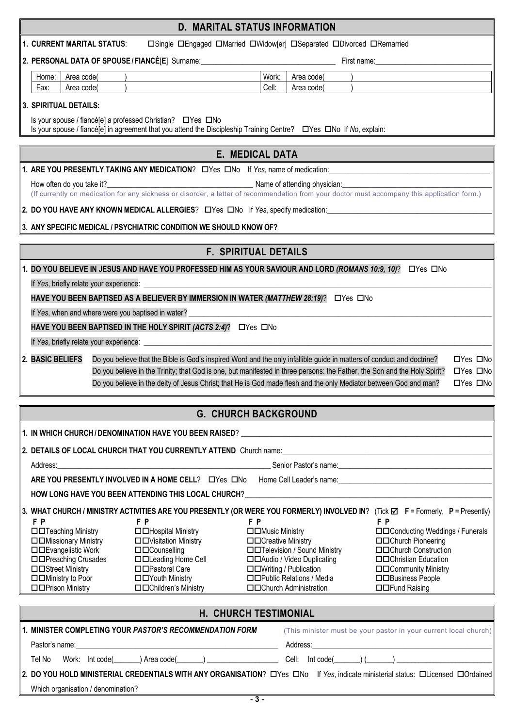## D. MARITAL STATUS INFORMATION

**1. CURRENT MARITAL STATUS**: ☐Single ☐Engaged ☐Married ☐Widow[er] ☐Separated ☐Divorced ☐Remarried

**2. PERSONAL DATA OF SPOUSE / FIANCÉ[E]** Surname:\_\_\_\_\_\_\_\_\_\_\_\_\_\_\_\_\_\_\_\_ First name:\_\_\_\_\_\_\_\_\_\_\_\_\_\_\_\_\_\_\_\_

| Home: | Area code( ) | Work: | Area code( ) |
|---|---|---|---|
| Fax: | Area code( ) | Cell: | Area code( ) |

**3. SPIRITUAL DETAILS:**

Is your spouse / fiancé[e] a professed Christian? ☐Yes ☐No

Is your spouse / fiancé[e] in agreement that you attend the Discipleship Training Centre? ☐Yes ☐No If *No*, explain:

## E. MEDICAL DATA

**1. ARE YOU PRESENTLY TAKING ANY MEDICATION**? ☐Yes ☐No If *Yes*, name of medication:\_\_\_\_\_\_\_\_\_\_\_\_\_\_\_\_\_\_\_\_

How often do you take it?\_\_\_\_\_\_\_\_\_\_\_\_\_\_\_\_\_\_\_\_ Name of attending physician:\_\_\_\_\_\_\_\_\_\_\_\_\_\_\_\_\_\_\_\_

(If currently on medication for any sickness or disorder, a letter of recommendation from your doctor must accompany this application form.)

**2. DO YOU HAVE ANY KNOWN MEDICAL ALLERGIES**? ☐Yes ☐No If *Yes*, specify medication:\_\_\_\_\_\_\_\_\_\_\_\_\_\_\_\_\_\_\_\_

**3. ANY SPECIFIC MEDICAL / PSYCHIATRIC CONDITION WE SHOULD KNOW OF?**

## F. SPIRITUAL DETAILS

**1. DO YOU BELIEVE IN JESUS AND HAVE YOU PROFESSED HIM AS YOUR SAVIOUR AND LORD *(ROMANS 10:9, 10)***? ☐Yes ☐No

If *Yes*, briefly relate your experience: \_\_\_\_\_\_\_\_\_\_\_\_\_\_\_\_\_\_\_\_

**HAVE YOU BEEN BAPTISED AS A BELIEVER BY IMMERSION IN WATER *(MATTHEW 28:19)***? ☐Yes ☐No

If *Yes*, when and where were you baptised in water? \_\_\_\_\_\_\_\_\_\_\_\_\_\_\_\_\_\_\_\_

**HAVE YOU BEEN BAPTISED IN THE HOLY SPIRIT *(ACTS 2:4)***? ☐Yes ☐No

If *Yes*, briefly relate your experience: \_\_\_\_\_\_\_\_\_\_\_\_\_\_\_\_\_\_\_\_

**2. BASIC BELIEFS**

Do you believe that the Bible is God's inspired Word and the only infallible guide in matters of conduct and doctrine? ☐Yes ☐No

Do you believe in the Trinity; that God is one, but manifested in three persons: the Father, the Son and the Holy Spirit? ☐Yes ☐No

Do you believe in the deity of Jesus Christ; that He is God made flesh and the only Mediator between God and man? ☐Yes ☐No

## G. CHURCH BACKGROUND

**1. IN WHICH CHURCH / DENOMINATION HAVE YOU BEEN RAISED**? \_\_\_\_\_\_\_\_\_\_\_\_\_\_\_\_\_\_\_\_

**2. DETAILS OF LOCAL CHURCH THAT YOU CURRENTLY ATTEND** Church name:\_\_\_\_\_\_\_\_\_\_\_\_\_\_\_\_\_\_\_\_

Address:\_\_\_\_\_\_\_\_\_\_\_\_\_\_\_\_\_\_\_\_ Senior Pastor's name:\_\_\_\_\_\_\_\_\_\_\_\_\_\_\_\_\_\_\_\_

**ARE YOU PRESENTLY INVOLVED IN A HOME CELL**? ☐Yes ☐No Home Cell Leader's name:\_\_\_\_\_\_\_\_\_\_\_\_\_\_\_\_\_\_\_\_

**HOW LONG HAVE YOU BEEN ATTENDING THIS LOCAL CHURCH**?\_\_\_\_\_\_\_\_\_\_\_\_\_\_\_\_\_\_\_\_

**3. WHAT CHURCH / MINISTRY ACTIVITIES ARE YOU PRESENTLY (OR WERE YOU FORMERLY) INVOLVED IN**? (Tick ☑ **F** = Formerly, **P** = Presently)

| F P | F P | F P | F P |
|---|---|---|---|
| ☐☐Teaching Ministry | ☐☐Hospital Ministry | ☐☐Music Ministry | ☐☐Conducting Weddings / Funerals |
| ☐☐Missionary Ministry | ☐☐Visitation Ministry | ☐☐Creative Ministry | ☐☐Church Pioneering |
| ☐☐Evangelistic Work | ☐☐Counselling | ☐☐Television / Sound Ministry | ☐☐Church Construction |
| ☐☐Preaching Crusades | ☐☐Leading Home Cell | ☐☐Audio / Video Duplicating | ☐☐Christian Education |
| ☐☐Street Ministry | ☐☐Pastoral Care | ☐☐Writing / Publication | ☐☐Community Ministry |
| ☐☐Ministry to Poor | ☐☐Youth Ministry | ☐☐Public Relations / Media | ☐☐Business People |
| ☐☐Prison Ministry | ☐☐Children's Ministry | ☐☐Church Administration | ☐☐Fund Raising |

## H. CHURCH TESTIMONIAL

**1. MINISTER COMPLETING YOUR *PASTOR'S RECOMMENDATION FORM*** (This minister must be your pastor in your current local church)

Pastor's name:\_\_\_\_\_\_\_\_\_\_\_\_\_\_\_\_\_\_\_\_ Address:\_\_\_\_\_\_\_\_\_\_\_\_\_\_\_\_\_\_\_\_

Tel No Work: Int code(\_\_\_\_\_\_\_) Area code(\_\_\_\_\_\_\_) \_\_\_\_\_\_\_\_\_\_\_\_\_\_\_\_\_\_\_\_ Cell: Int code(\_\_\_\_\_\_\_) (\_\_\_\_\_\_\_) \_\_\_\_\_\_\_\_\_\_\_\_\_\_\_\_\_\_\_\_

**2. DO YOU HOLD MINISTERIAL CREDENTIALS WITH ANY ORGANISATION**? ☐Yes ☐No If *Yes*, indicate ministerial status: ☐Licensed ☐Ordained

Which organisation / denomination?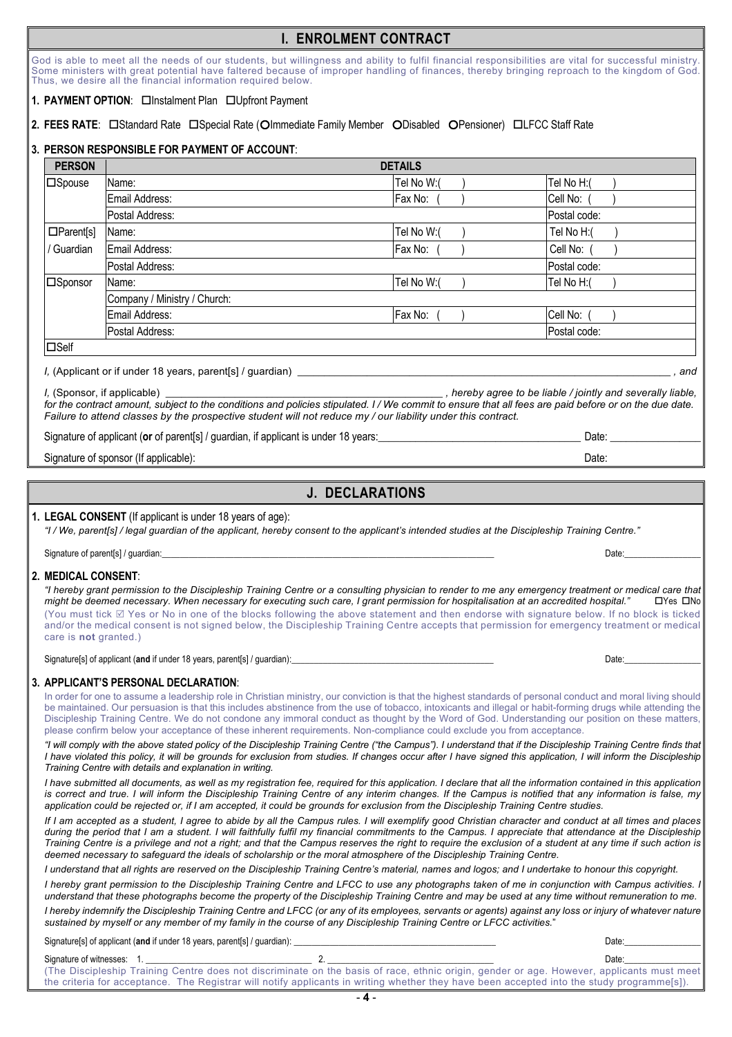## I. ENROLMENT CONTRACT

God is able to meet all the needs of our students, but willingness and ability to fulfil financial responsibilities are vital for successful ministry. Some ministers with great potential have faltered because of improper handling of finances, thereby bringing reproach to the kingdom of God. Thus, we desire all the financial information required below.

**1. PAYMENT OPTION**: ☐Instalment Plan ☐Upfront Payment

**2. FEES RATE**: ☐Standard Rate ☐Special Rate (○Immediate Family Member ○Disabled ○Pensioner) ☐LFCC Staff Rate

**3. PERSON RESPONSIBLE FOR PAYMENT OF ACCOUNT**:

| PERSON | DETAILS | | |
|---|---|---|---|
| ☐Spouse | Name: | Tel No W:( ) | Tel No H:( ) |
| | Email Address: | Fax No: ( ) | Cell No: ( ) |
| | Postal Address: | | Postal code: |
| ☐Parent[s] / Guardian | Name: | Tel No W:( ) | Tel No H:( ) |
| | Email Address: | Fax No: ( ) | Cell No: ( ) |
| | Postal Address: | | Postal code: |
| ☐Sponsor | Name: | Tel No W:( ) | Tel No H:( ) |
| | Company / Ministry / Church: | | |
| | Email Address: | Fax No: ( ) | Cell No: ( ) |
| | Postal Address: | | Postal code: |
| ☐Self | | | |

*I*, (Applicant or if under 18 years, parent[s] / guardian) ______________________________________________ *, and*

*I*, (Sponsor, if applicable) ______________________________________ *, hereby agree to be liable / jointly and severally liable, for the contract amount, subject to the conditions and policies stipulated. I / We commit to ensure that all fees are paid before or on the due date. Failure to attend classes by the prospective student will not reduce my / our liability under this contract.*

Signature of applicant (**or** of parent[s] / guardian, if applicant is under 18 years:______________________ Date: ______________

Signature of sponsor (If applicable): Date:

## J. DECLARATIONS

**1. LEGAL CONSENT** (If applicant is under 18 years of age):

*"I / We, parent[s] / legal guardian of the applicant, hereby consent to the applicant's intended studies at the Discipleship Training Centre."*

Signature of parent[s] / guardian:______________________________________________ Date:______________

**2. MEDICAL CONSENT**:

*"I hereby grant permission to the Discipleship Training Centre or a consulting physician to render to me any emergency treatment or medical care that might be deemed necessary. When necessary for executing such care, I grant permission for hospitalisation at an accredited hospital."* ☐Yes ☐No

(You must tick ☑ Yes or No in one of the blocks following the above statement and then endorse with signature below. If no block is ticked and/or the medical consent is not signed below, the Discipleship Training Centre accepts that permission for emergency treatment or medical care is **not** granted.)

Signature[s] of applicant (**and** if under 18 years, parent[s] / guardian):______________________________ Date:______________

**3. APPLICANT'S PERSONAL DECLARATION**:

In order for one to assume a leadership role in Christian ministry, our conviction is that the highest standards of personal conduct and moral living should be maintained. Our persuasion is that this includes abstinence from the use of tobacco, intoxicants and illegal or habit-forming drugs while attending the Discipleship Training Centre. We do not condone any immoral conduct as thought by the Word of God. Understanding our position on these matters, please confirm below your acceptance of these inherent requirements. Non-compliance could exclude you from acceptance.

*"I will comply with the above stated policy of the Discipleship Training Centre ("the Campus"). I understand that if the Discipleship Training Centre finds that I have violated this policy, it will be grounds for exclusion from studies. If changes occur after I have signed this application, I will inform the Discipleship Training Centre with details and explanation in writing.*

*I have submitted all documents, as well as my registration fee, required for this application. I declare that all the information contained in this application is correct and true. I will inform the Discipleship Training Centre of any interim changes. If the Campus is notified that any information is false, my application could be rejected or, if I am accepted, it could be grounds for exclusion from the Discipleship Training Centre studies.*

*If I am accepted as a student, I agree to abide by all the Campus rules. I will exemplify good Christian character and conduct at all times and places during the period that I am a student. I will faithfully fulfil my financial commitments to the Campus. I appreciate that attendance at the Discipleship Training Centre is a privilege and not a right; and that the Campus reserves the right to require the exclusion of a student at any time if such action is deemed necessary to safeguard the ideals of scholarship or the moral atmosphere of the Discipleship Training Centre.*

*I understand that all rights are reserved on the Discipleship Training Centre's material, names and logos; and I undertake to honour this copyright.*

*I hereby grant permission to the Discipleship Training Centre and LFCC to use any photographs taken of me in conjunction with Campus activities. I understand that these photographs become the property of the Discipleship Training Centre and may be used at any time without remuneration to me.*

*I hereby indemnify the Discipleship Training Centre and LFCC (or any of its employees, servants or agents) against any loss or injury of whatever nature sustained by myself or any member of my family in the course of any Discipleship Training Centre or LFCC activities."*

Signature[s] of applicant (**and** if under 18 years, parent[s] / guardian): ______________________________ Date:______________

Signature of witnesses: 1. ______________________ 2. ______________________ Date:______________

(The Discipleship Training Centre does not discriminate on the basis of race, ethnic origin, gender or age. However, applicants must meet the criteria for acceptance. The Registrar will notify applicants in writing whether they have been accepted into the study programme[s]).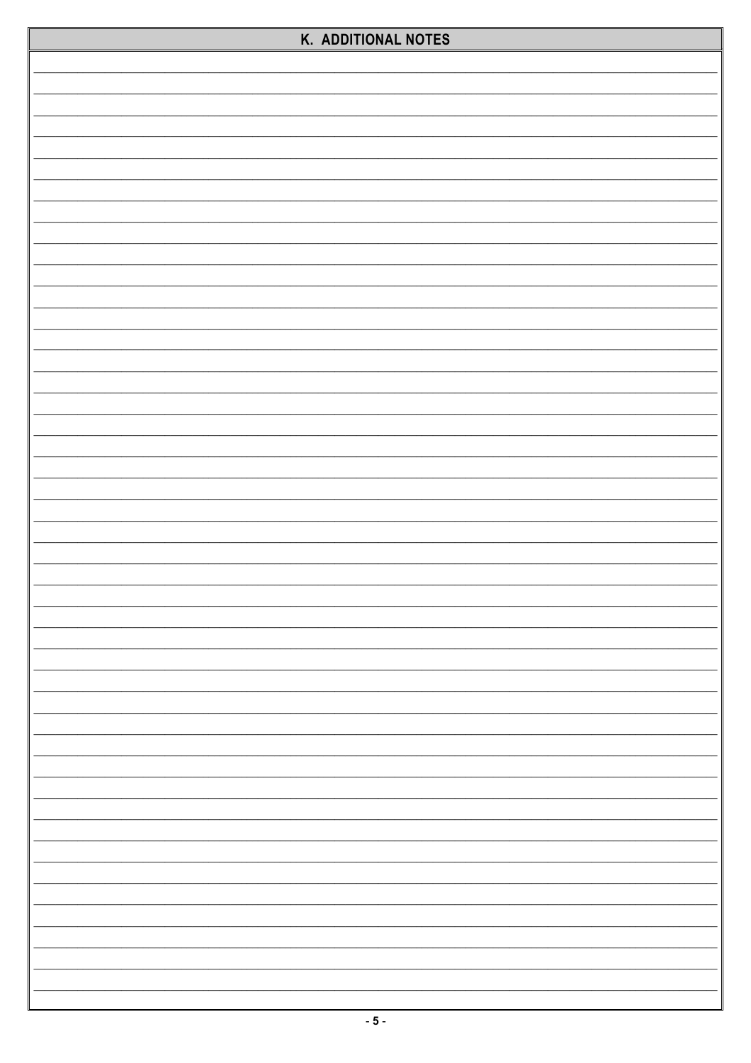## K. ADDITIONAL NOTES